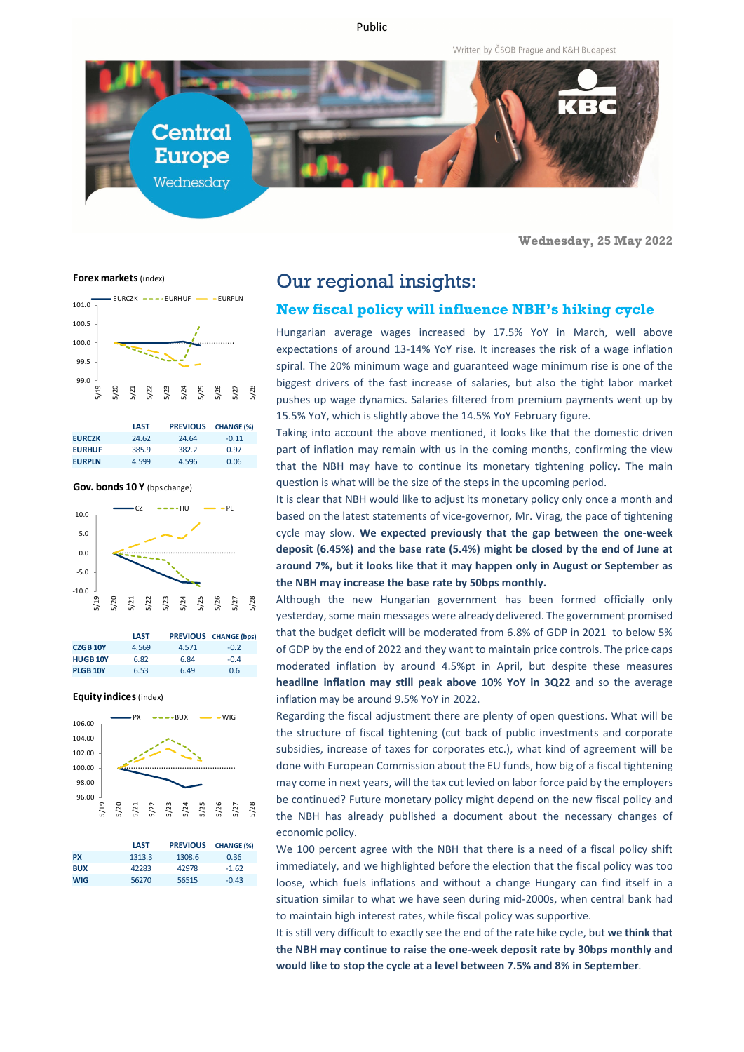Public

Written by ČSOB Prague and K&H Budapest

# Central Europe Wednesday

**Wednesday, 25 May 2022**

**Forex markets** (index)

| | LAST | PREVIOUS | CHANGE (%) |
|---|---|---|---|
| **EURCZK** | 24.62 | 24.64 | -0.11 |
| **EURHUF** | 385.9 | 382.2 | 0.97 |
| **EURPLN** | 4.599 | 4.596 | 0.06 |

**Gov. bonds 10 Y** (bps change)

| | LAST | PREVIOUS | CHANGE (bps) |
|---|---|---|---|
| **CZGB 10Y** | 4.569 | 4.571 | -0.2 |
| **HUGB 10Y** | 6.82 | 6.84 | -0.4 |
| **PLGB 10Y** | 6.53 | 6.49 | 0.6 |

**Equity indices** (index)

| | LAST | PREVIOUS | CHANGE (%) |
|---|---|---|---|
| **PX** | 1313.3 | 1308.6 | 0.36 |
| **BUX** | 42283 | 42978 | -1.62 |
| **WIG** | 56270 | 56515 | -0.43 |

# Our regional insights:

## New fiscal policy will influence NBH's hiking cycle

Hungarian average wages increased by 17.5% YoY in March, well above expectations of around 13-14% YoY rise. It increases the risk of a wage inflation spiral. The 20% minimum wage and guaranteed wage minimum rise is one of the biggest drivers of the fast increase of salaries, but also the tight labor market pushes up wage dynamics. Salaries filtered from premium payments went up by 15.5% YoY, which is slightly above the 14.5% YoY February figure.

Taking into account the above mentioned, it looks like that the domestic driven part of inflation may remain with us in the coming months, confirming the view that the NBH may have to continue its monetary tightening policy. The main question is what will be the size of the steps in the upcoming period.

It is clear that NBH would like to adjust its monetary policy only once a month and based on the latest statements of vice-governor, Mr. Virag, the pace of tightening cycle may slow. **We expected previously that the gap between the one-week deposit (6.45%) and the base rate (5.4%) might be closed by the end of June at around 7%, but it looks like that it may happen only in August or September as the NBH may increase the base rate by 50bps monthly.**

Although the new Hungarian government has been formed officially only yesterday, some main messages were already delivered. The government promised that the budget deficit will be moderated from 6.8% of GDP in 2021 to below 5% of GDP by the end of 2022 and they want to maintain price controls. The price caps moderated inflation by around 4.5%pt in April, but despite these measures **headline inflation may still peak above 10% YoY in 3Q22** and so the average inflation may be around 9.5% YoY in 2022.

Regarding the fiscal adjustment there are plenty of open questions. What will be the structure of fiscal tightening (cut back of public investments and corporate subsidies, increase of taxes for corporates etc.), what kind of agreement will be done with European Commission about the EU funds, how big of a fiscal tightening may come in next years, will the tax cut levied on labor force paid by the employers be continued? Future monetary policy might depend on the new fiscal policy and the NBH has already published a document about the necessary changes of economic policy.

We 100 percent agree with the NBH that there is a need of a fiscal policy shift immediately, and we highlighted before the election that the fiscal policy was too loose, which fuels inflations and without a change Hungary can find itself in a situation similar to what we have seen during mid-2000s, when central bank had to maintain high interest rates, while fiscal policy was supportive.

It is still very difficult to exactly see the end of the rate hike cycle, but **we think that the NBH may continue to raise the one-week deposit rate by 30bps monthly and would like to stop the cycle at a level between 7.5% and 8% in September**.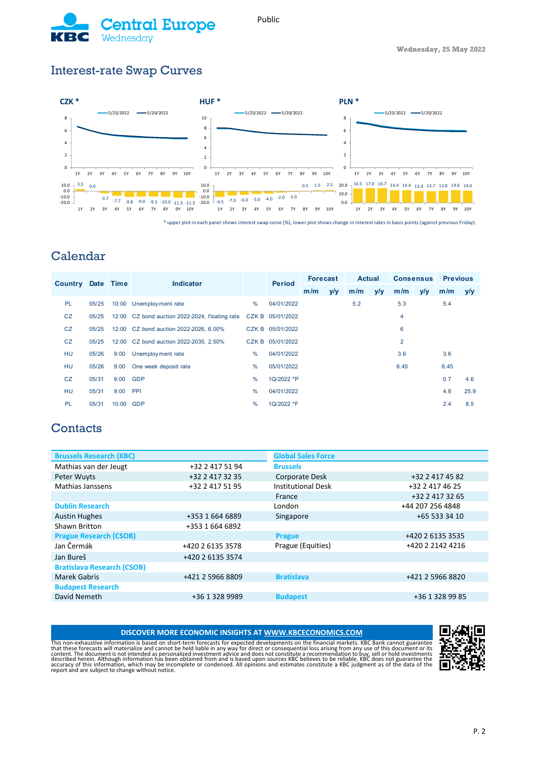Public

Wednesday, 25 May 2022

## Interest-rate Swap Curves

**CZK ***

5/25/2022 5/20/2022

8
6
4
2
0

1Y 2Y 3Y 4Y 5Y 6Y 7Y 8Y 9Y 10Y

10.0
0.0
-10.0
-20.0

3.5 0.0 -3.7 -7.7 -9.8 -9.0 -9.3 -10.0 -11.3 -11.3

1Y 2Y 3Y 4Y 5Y 6Y 7Y 8Y 9Y 10Y

**HUF ***

5/25/2022 5/20/2022

10
8
6
4
2
0

1Y 2Y 3Y 4Y 5Y 6Y 7Y 8Y 9Y 10Y

10.0
0.0
-10.0
-20.0

-9.5 -7.0 -6.0 -5.0 -4.0 -2.0 -1.0 0.5 1.5 2.5

1Y 2Y 3Y 4Y 5Y 6Y 7Y 8Y 9Y 10Y

**PLN ***

5/25/2022 5/20/2022

8
6
4
2
0

1Y 2Y 3Y 4Y 5Y 6Y 7Y 8Y 9Y 10Y

20.0
10.0
0.0

16.5 17.0 16.7 14.4 14.4 13.4 13.7 13.8 14.6 14.0

1Y 2Y 3Y 4Y 5Y 6Y 7Y 8Y 9Y 10Y

* upper plot in each panel shows interest swap curve (%), lower plot shows change in interest rates in basis points (against previous Friday).

## Calendar

| Country | Date | Time | Indicator | | Period | Forecast | | Actual | | Consensus | | Previous | |
|---|---|---|---|---|---|---|---|---|---|---|---|---|---|
| | | | | | | m/m | y/y | m/m | y/y | m/m | y/y | m/m | y/y |
| PL | 05/25 | 10:00 | Unemployment rate | % | 04/01/2022 | | | 5.2 | | 5.3 | | 5.4 | |
| CZ | 05/25 | 12:00 | CZ bond auction 2022-2024, floating rate | CZK B | 05/01/2022 | | | | | 4 | | | |
| CZ | 05/25 | 12:00 | CZ bond auction 2022-2026, 6.00% | CZK B | 05/01/2022 | | | | | 6 | | | |
| CZ | 05/25 | 12:00 | CZ bond auction 2022-2035, 2.50% | CZK B | 05/01/2022 | | | | | 2 | | | |
| HU | 05/26 | 9:00 | Unemployment rate | % | 04/01/2022 | | | | | 3.6 | | 3.6 | |
| HU | 05/26 | 9:00 | One week deposit rate | % | 05/01/2022 | | | | | 6.45 | | 6.45 | |
| CZ | 05/31 | 9:00 | GDP | % | 1Q/2022 *P | | | | | | | 0.7 | 4.6 |
| HU | 05/31 | 9:00 | PPI | % | 04/01/2022 | | | | | | | 4.8 | 25.9 |
| PL | 05/31 | 10:00 | GDP | % | 1Q/2022 *F | | | | | | | 2.4 | 8.5 |

## Contacts

| **Brussels Research (KBC)** | | **Global Sales Force** | |
|---|---|---|---|
| Mathias van der Jeugt | +32 2 417 51 94 | **Brussels** | |
| Peter Wuyts | +32 2 417 32 35 | Corporate Desk | +32 2 417 45 82 |
| Mathias Janssens | +32 2 417 51 95 | Institutional Desk | +32 2 417 46 25 |
| | | France | +32 2 417 32 65 |
| **Dublin Research** | | London | +44 207 256 4848 |
| Austin Hughes | +353 1 664 6889 | Singapore | +65 533 34 10 |
| Shawn Britton | +353 1 664 6892 | | |
| **Prague Research (CSOB)** | | **Prague** | +420 2 6135 3535 |
| Jan Čermák | +420 2 6135 3578 | Prague (Equities) | +420 2 2142 4216 |
| Jan Bureš | +420 2 6135 3574 | | |
| **Bratislava Research (CSOB)** | | | |
| Marek Gabris | +421 2 5966 8809 | **Bratislava** | +421 2 5966 8820 |
| **Budapest Research** | | | |
| David Nemeth | +36 1 328 9989 | **Budapest** | +36 1 328 99 85 |

**DISCOVER MORE ECONOMIC INSIGHTS AT WWW.KBCECONOMICS.COM**

This non-exhaustive information is based on short-term forecasts for expected developments on the financial markets. KBC Bank cannot guarantee that these forecasts will materialize and cannot be held liable in any way for direct or consequential loss arising from any use of this document or its content. The document is not intended as personalized investment advice and does not constitute a recommendation to buy, sell or hold investments described herein. Although information has been obtained from and is based upon sources KBC believes to be reliable, KBC does not guarantee the accuracy of this information, which may be incomplete or condensed. All opinions and estimates constitute a KBC judgment as of the data of the report and are subject to change without notice.